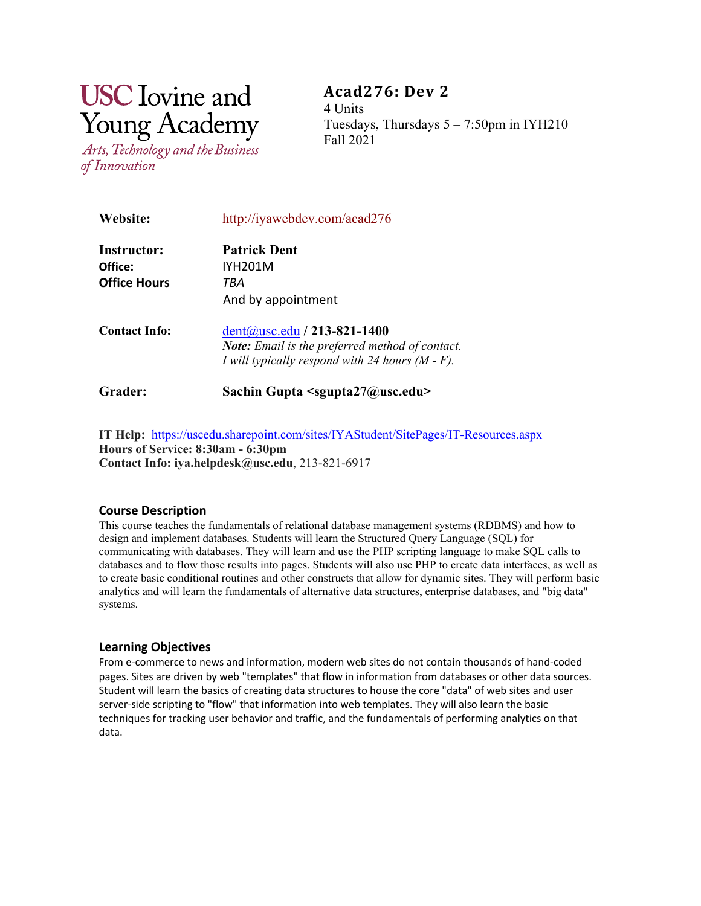USC Iovine and Young Academy

*Arts, Technology and the Business of Innovation*

# Acad276: Dev 2

4 Units
Tuesdays, Thursdays 5 – 7:50pm in IYH210
Fall 2021

**Website:** http://iyawebdev.com/acad276

**Instructor:** **Patrick Dent**
**Office:** IYH201M
**Office Hours** *TBA*
And by appointment

**Contact Info:** dent@usc.edu / **213-821-1400**
***Note:*** *Email is the preferred method of contact.*
*I will typically respond with 24 hours (M - F).*

**Grader:** **Sachin Gupta <sgupta27@usc.edu>**

**IT Help:** https://uscedu.sharepoint.com/sites/IYAStudent/SitePages/IT-Resources.aspx
**Hours of Service: 8:30am - 6:30pm**
**Contact Info: iya.helpdesk@usc.edu**, 213-821-6917

## Course Description

This course teaches the fundamentals of relational database management systems (RDBMS) and how to design and implement databases. Students will learn the Structured Query Language (SQL) for communicating with databases. They will learn and use the PHP scripting language to make SQL calls to databases and to flow those results into pages. Students will also use PHP to create data interfaces, as well as to create basic conditional routines and other constructs that allow for dynamic sites. They will perform basic analytics and will learn the fundamentals of alternative data structures, enterprise databases, and "big data" systems.

## Learning Objectives

From e-commerce to news and information, modern web sites do not contain thousands of hand-coded pages. Sites are driven by web "templates" that flow in information from databases or other data sources. Student will learn the basics of creating data structures to house the core "data" of web sites and user server-side scripting to "flow" that information into web templates. They will also learn the basic techniques for tracking user behavior and traffic, and the fundamentals of performing analytics on that data.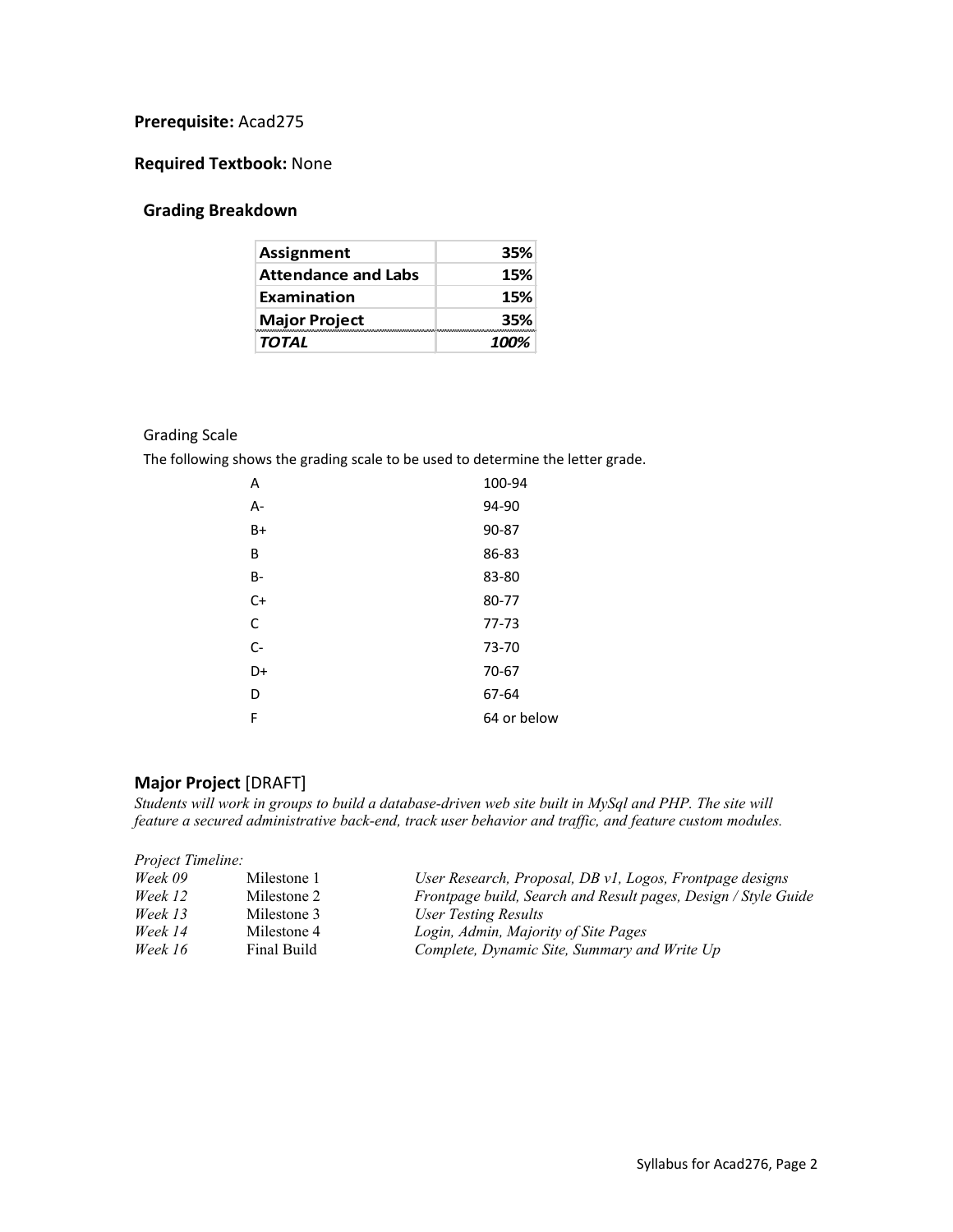**Prerequisite:** Acad275

**Required Textbook:** None

### Grading Breakdown

| Assignment | 35% |
|---|---|
| Attendance and Labs | 15% |
| Examination | 15% |
| Major Project | 35% |
| ***TOTAL*** | ***100%*** |

Grading Scale

The following shows the grading scale to be used to determine the letter grade.

| | |
|---|---|
| A | 100-94 |
| A- | 94-90 |
| B+ | 90-87 |
| B | 86-83 |
| B- | 83-80 |
| C+ | 80-77 |
| C | 77-73 |
| C- | 73-70 |
| D+ | 70-67 |
| D | 67-64 |
| F | 64 or below |

### Major Project [DRAFT]

*Students will work in groups to build a database-driven web site built in MySql and PHP. The site will feature a secured administrative back-end, track user behavior and traffic, and feature custom modules.*

*Project Timeline:*

| | | |
|---|---|---|
| *Week 09* | Milestone 1 | *User Research, Proposal, DB v1, Logos, Frontpage designs* |
| *Week 12* | Milestone 2 | *Frontpage build, Search and Result pages, Design / Style Guide* |
| *Week 13* | Milestone 3 | *User Testing Results* |
| *Week 14* | Milestone 4 | *Login, Admin, Majority of Site Pages* |
| *Week 16* | Final Build | *Complete, Dynamic Site, Summary and Write Up* |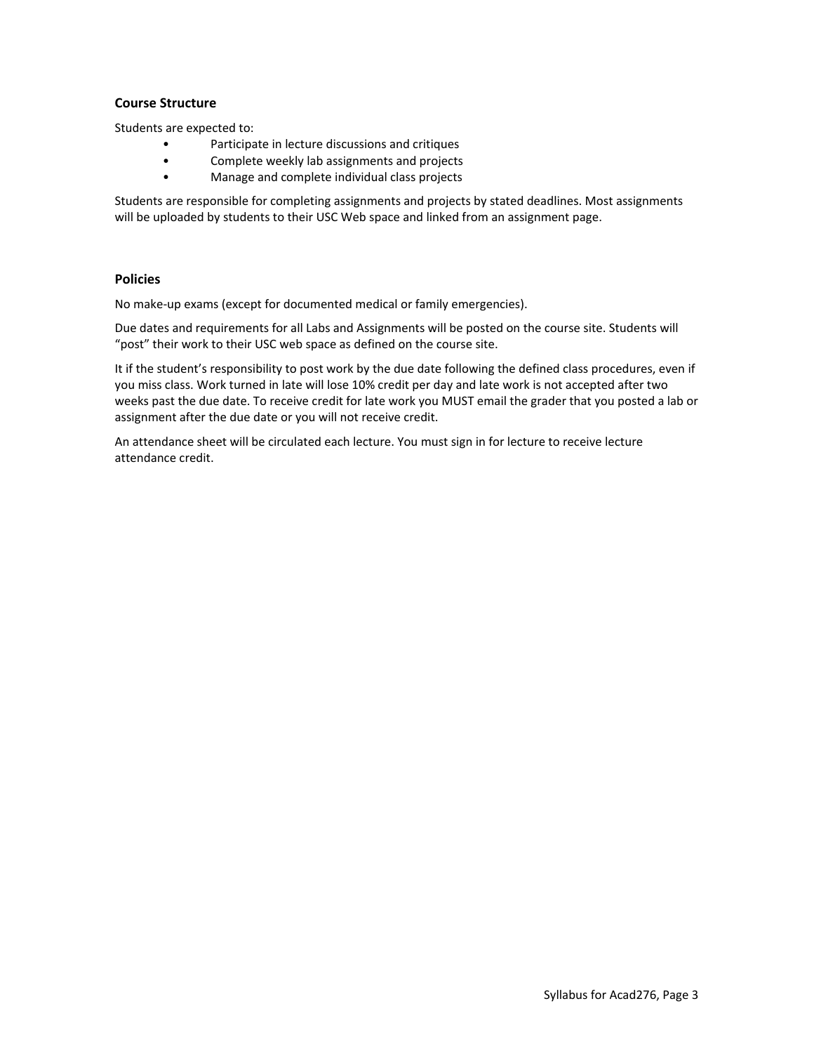### Course Structure

Students are expected to:

- Participate in lecture discussions and critiques
- Complete weekly lab assignments and projects
- Manage and complete individual class projects

Students are responsible for completing assignments and projects by stated deadlines. Most assignments will be uploaded by students to their USC Web space and linked from an assignment page.

### Policies

No make-up exams (except for documented medical or family emergencies).

Due dates and requirements for all Labs and Assignments will be posted on the course site. Students will "post" their work to their USC web space as defined on the course site.

It if the student's responsibility to post work by the due date following the defined class procedures, even if you miss class. Work turned in late will lose 10% credit per day and late work is not accepted after two weeks past the due date. To receive credit for late work you MUST email the grader that you posted a lab or assignment after the due date or you will not receive credit.

An attendance sheet will be circulated each lecture. You must sign in for lecture to receive lecture attendance credit.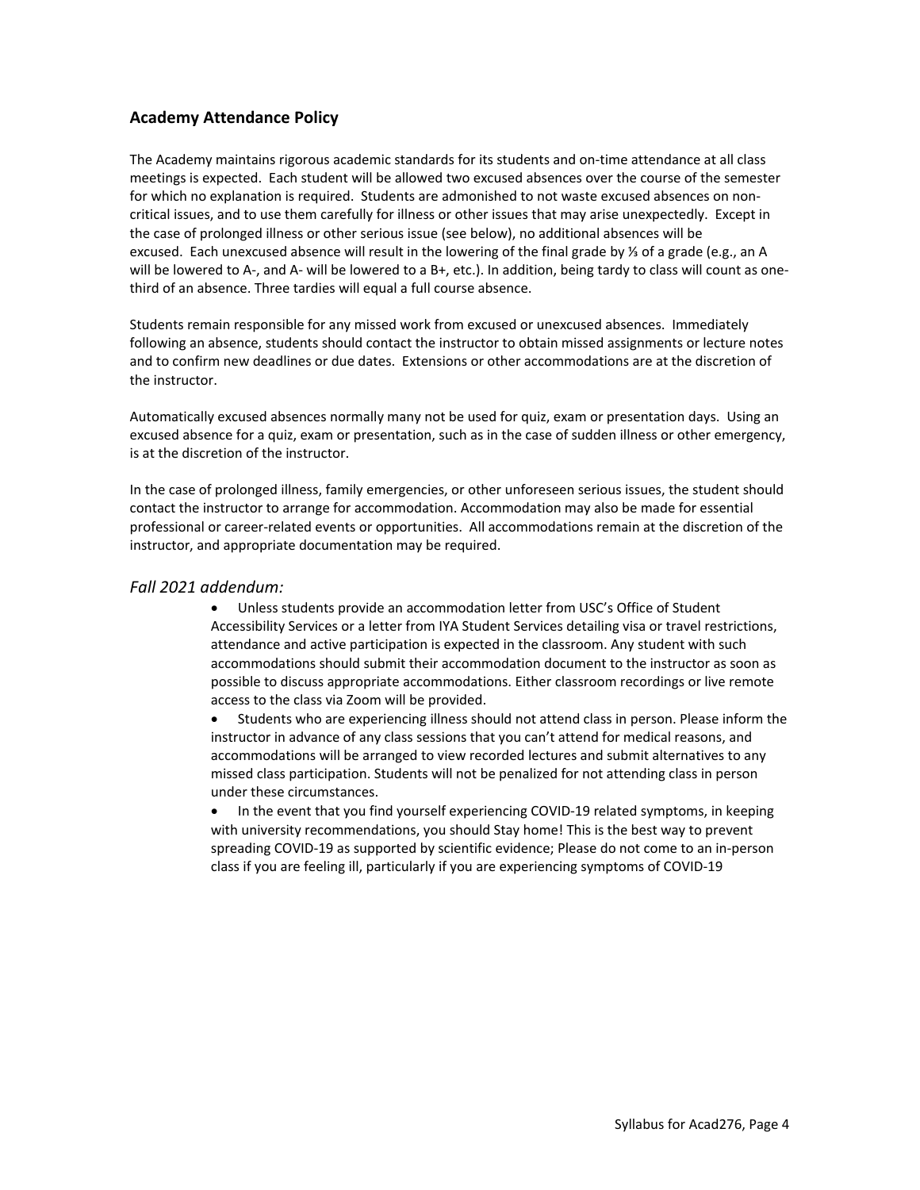## Academy Attendance Policy

The Academy maintains rigorous academic standards for its students and on-time attendance at all class meetings is expected. Each student will be allowed two excused absences over the course of the semester for which no explanation is required. Students are admonished to not waste excused absences on non-critical issues, and to use them carefully for illness or other issues that may arise unexpectedly. Except in the case of prolonged illness or other serious issue (see below), no additional absences will be excused. Each unexcused absence will result in the lowering of the final grade by ⅓ of a grade (e.g., an A will be lowered to A-, and A- will be lowered to a B+, etc.). In addition, being tardy to class will count as one-third of an absence. Three tardies will equal a full course absence.

Students remain responsible for any missed work from excused or unexcused absences. Immediately following an absence, students should contact the instructor to obtain missed assignments or lecture notes and to confirm new deadlines or due dates. Extensions or other accommodations are at the discretion of the instructor.

Automatically excused absences normally many not be used for quiz, exam or presentation days. Using an excused absence for a quiz, exam or presentation, such as in the case of sudden illness or other emergency, is at the discretion of the instructor.

In the case of prolonged illness, family emergencies, or other unforeseen serious issues, the student should contact the instructor to arrange for accommodation. Accommodation may also be made for essential professional or career-related events or opportunities. All accommodations remain at the discretion of the instructor, and appropriate documentation may be required.

### *Fall 2021 addendum:*

- Unless students provide an accommodation letter from USC's Office of Student Accessibility Services or a letter from IYA Student Services detailing visa or travel restrictions, attendance and active participation is expected in the classroom. Any student with such accommodations should submit their accommodation document to the instructor as soon as possible to discuss appropriate accommodations. Either classroom recordings or live remote access to the class via Zoom will be provided.
- Students who are experiencing illness should not attend class in person. Please inform the instructor in advance of any class sessions that you can't attend for medical reasons, and accommodations will be arranged to view recorded lectures and submit alternatives to any missed class participation. Students will not be penalized for not attending class in person under these circumstances.
- In the event that you find yourself experiencing COVID-19 related symptoms, in keeping with university recommendations, you should Stay home! This is the best way to prevent spreading COVID-19 as supported by scientific evidence; Please do not come to an in-person class if you are feeling ill, particularly if you are experiencing symptoms of COVID-19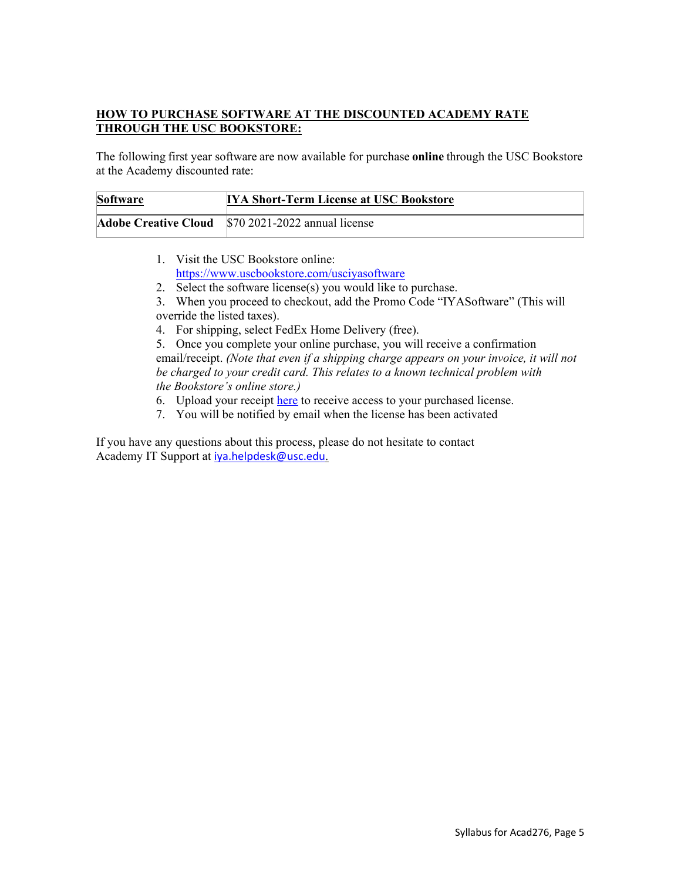## HOW TO PURCHASE SOFTWARE AT THE DISCOUNTED ACADEMY RATE THROUGH THE USC BOOKSTORE:

The following first year software are now available for purchase **online** through the USC Bookstore at the Academy discounted rate:

| Software | IYA Short-Term License at USC Bookstore |
|---|---|
| **Adobe Creative Cloud** | $70 2021-2022 annual license |

1. Visit the USC Bookstore online: [https://www.uscbookstore.com/usciyasoftware](https://www.uscbookstore.com/usciyasoftware)
2. Select the software license(s) you would like to purchase.
3. When you proceed to checkout, add the Promo Code "IYASoftware" (This will override the listed taxes).
4. For shipping, select FedEx Home Delivery (free).
5. Once you complete your online purchase, you will receive a confirmation email/receipt. *(Note that even if a shipping charge appears on your invoice, it will not be charged to your credit card. This relates to a known technical problem with the Bookstore's online store.)*
6. Upload your receipt [here](#) to receive access to your purchased license.
7. You will be notified by email when the license has been activated

If you have any questions about this process, please do not hesitate to contact Academy IT Support at [iya.helpdesk@usc.edu](mailto:iya.helpdesk@usc.edu).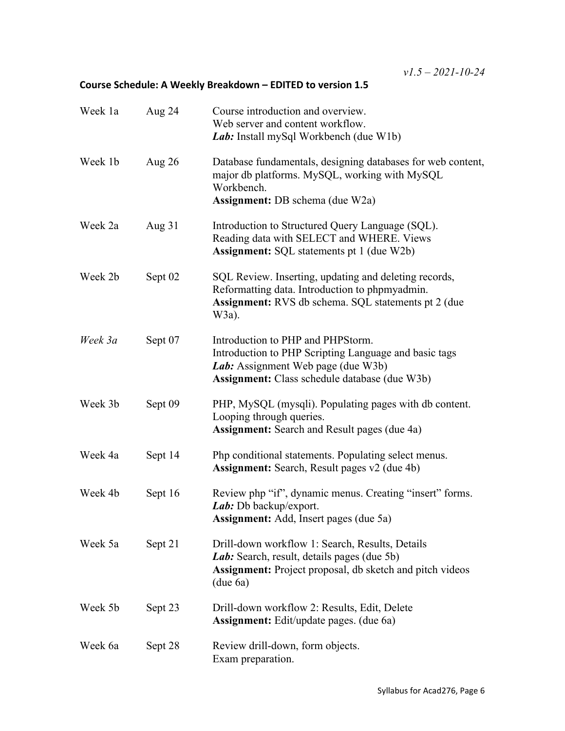*v1.5 – 2021-10-24*

**Course Schedule: A Weekly Breakdown – EDITED to version 1.5**

| | | |
|---|---|---|
| Week 1a | Aug 24 | Course introduction and overview.<br>Web server and content workflow.<br>***Lab:*** Install mySql Workbench (due W1b) |
| Week 1b | Aug 26 | Database fundamentals, designing databases for web content, major db platforms. MySQL, working with MySQL Workbench.<br>**Assignment:** DB schema (due W2a) |
| Week 2a | Aug 31 | Introduction to Structured Query Language (SQL).<br>Reading data with SELECT and WHERE. Views<br>**Assignment:** SQL statements pt 1 (due W2b) |
| Week 2b | Sept 02 | SQL Review. Inserting, updating and deleting records, Reformatting data. Introduction to phpmyadmin.<br>**Assignment:** RVS db schema. SQL statements pt 2 (due W3a). |
| *Week 3a* | Sept 07 | Introduction to PHP and PHPStorm.<br>Introduction to PHP Scripting Language and basic tags<br>***Lab:*** Assignment Web page (due W3b)<br>**Assignment:** Class schedule database (due W3b) |
| Week 3b | Sept 09 | PHP, MySQL (mysqli). Populating pages with db content. Looping through queries.<br>**Assignment:** Search and Result pages (due 4a) |
| Week 4a | Sept 14 | Php conditional statements. Populating select menus.<br>**Assignment:** Search, Result pages v2 (due 4b) |
| Week 4b | Sept 16 | Review php "if", dynamic menus. Creating "insert" forms.<br>***Lab:*** Db backup/export.<br>**Assignment:** Add, Insert pages (due 5a) |
| Week 5a | Sept 21 | Drill-down workflow 1: Search, Results, Details<br>***Lab:*** Search, result, details pages (due 5b)<br>**Assignment:** Project proposal, db sketch and pitch videos (due 6a) |
| Week 5b | Sept 23 | Drill-down workflow 2: Results, Edit, Delete<br>**Assignment:** Edit/update pages. (due 6a) |
| Week 6a | Sept 28 | Review drill-down, form objects.<br>Exam preparation. |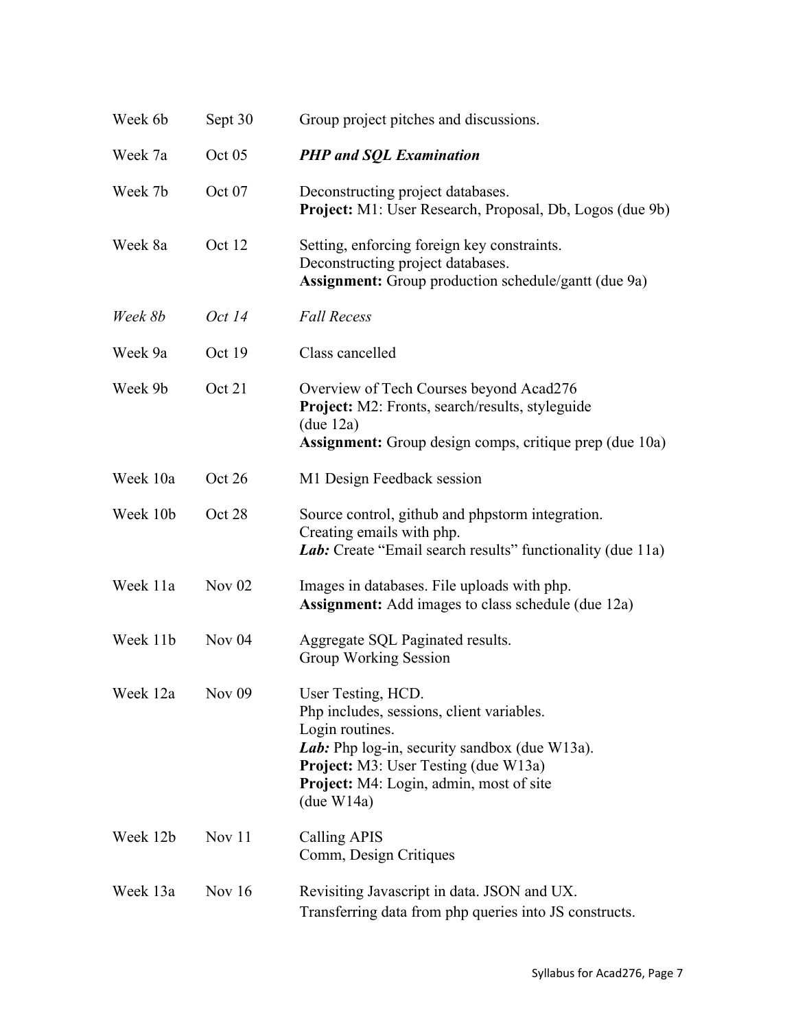| | | |
|---|---|---|
| Week 6b | Sept 30 | Group project pitches and discussions. |
| Week 7a | Oct 05 | ***PHP and SQL Examination*** |
| Week 7b | Oct 07 | Deconstructing project databases.<br>**Project:** M1: User Research, Proposal, Db, Logos (due 9b) |
| Week 8a | Oct 12 | Setting, enforcing foreign key constraints.<br>Deconstructing project databases.<br>**Assignment:** Group production schedule/gantt (due 9a) |
| *Week 8b* | *Oct 14* | *Fall Recess* |
| Week 9a | Oct 19 | Class cancelled |
| Week 9b | Oct 21 | Overview of Tech Courses beyond Acad276<br>**Project:** M2: Fronts, search/results, styleguide (due 12a)<br>**Assignment:** Group design comps, critique prep (due 10a) |
| Week 10a | Oct 26 | M1 Design Feedback session |
| Week 10b | Oct 28 | Source control, github and phpstorm integration.<br>Creating emails with php.<br>***Lab:*** Create "Email search results" functionality (due 11a) |
| Week 11a | Nov 02 | Images in databases. File uploads with php.<br>**Assignment:** Add images to class schedule (due 12a) |
| Week 11b | Nov 04 | Aggregate SQL Paginated results.<br>Group Working Session |
| Week 12a | Nov 09 | User Testing, HCD.<br>Php includes, sessions, client variables.<br>Login routines.<br>***Lab:*** Php log-in, security sandbox (due W13a).<br>**Project:** M3: User Testing (due W13a)<br>**Project:** M4: Login, admin, most of site (due W14a) |
| Week 12b | Nov 11 | Calling APIS<br>Comm, Design Critiques |
| Week 13a | Nov 16 | Revisiting Javascript in data. JSON and UX.<br>Transferring data from php queries into JS constructs. |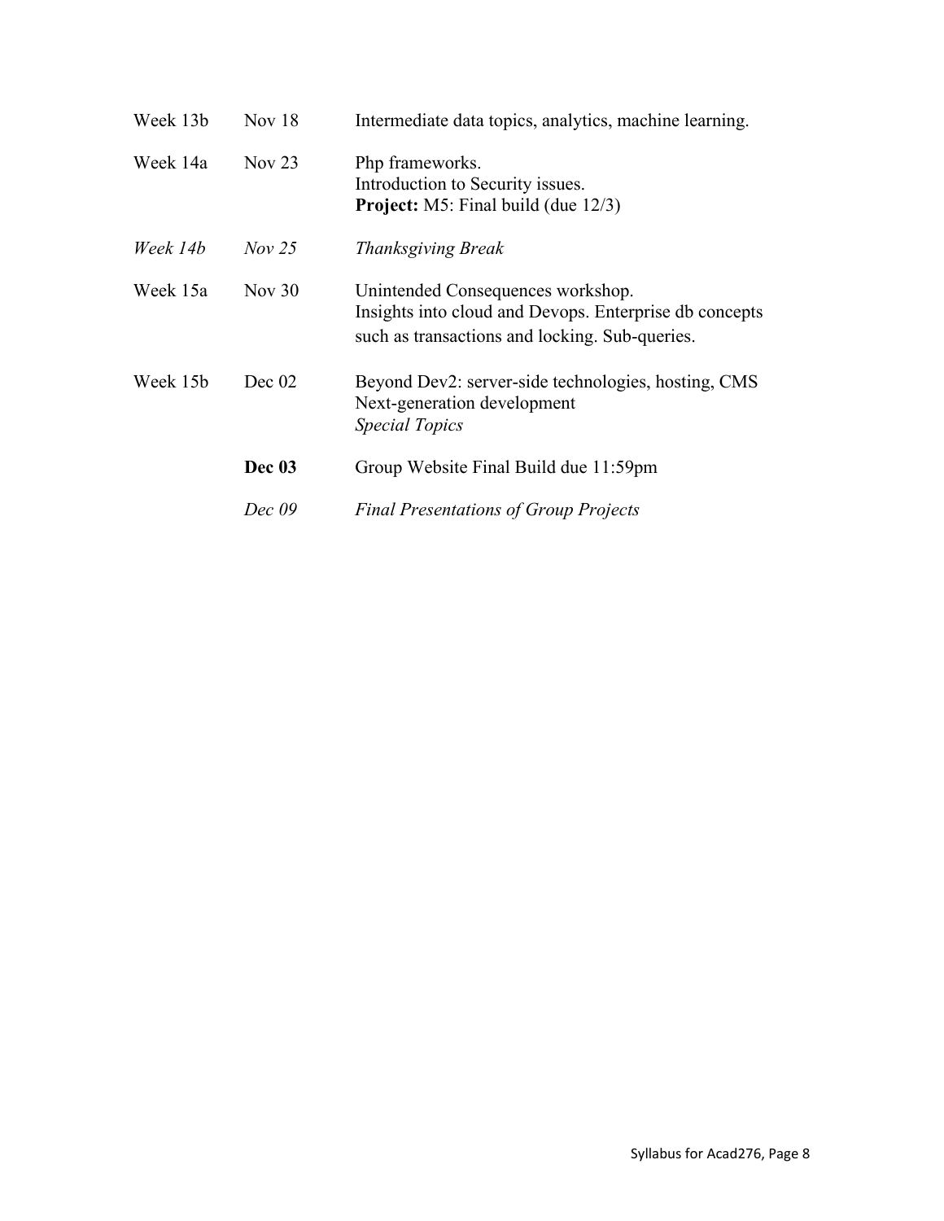| | | |
|---|---|---|
| Week 13b | Nov 18 | Intermediate data topics, analytics, machine learning. |
| Week 14a | Nov 23 | Php frameworks.<br>Introduction to Security issues.<br>**Project:** M5: Final build (due 12/3) |
| *Week 14b* | *Nov 25* | *Thanksgiving Break* |
| Week 15a | Nov 30 | Unintended Consequences workshop.<br>Insights into cloud and Devops. Enterprise db concepts such as transactions and locking. Sub-queries. |
| Week 15b | Dec 02 | Beyond Dev2: server-side technologies, hosting, CMS<br>Next-generation development<br>*Special Topics* |
| | **Dec 03** | Group Website Final Build due 11:59pm |
| | *Dec 09* | *Final Presentations of Group Projects* |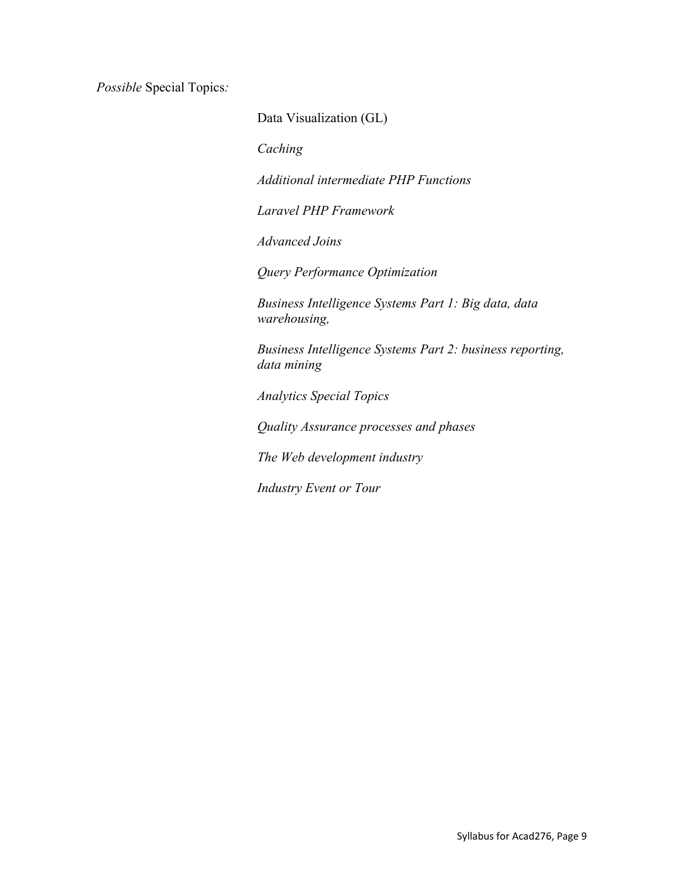*Possible* Special Topics*:*

Data Visualization (GL)

*Caching*

*Additional intermediate PHP Functions*

*Laravel PHP Framework*

*Advanced Joins*

*Query Performance Optimization*

*Business Intelligence Systems Part 1: Big data, data warehousing,*

*Business Intelligence Systems Part 2: business reporting, data mining*

*Analytics Special Topics*

*Quality Assurance processes and phases*

*The Web development industry*

*Industry Event or Tour*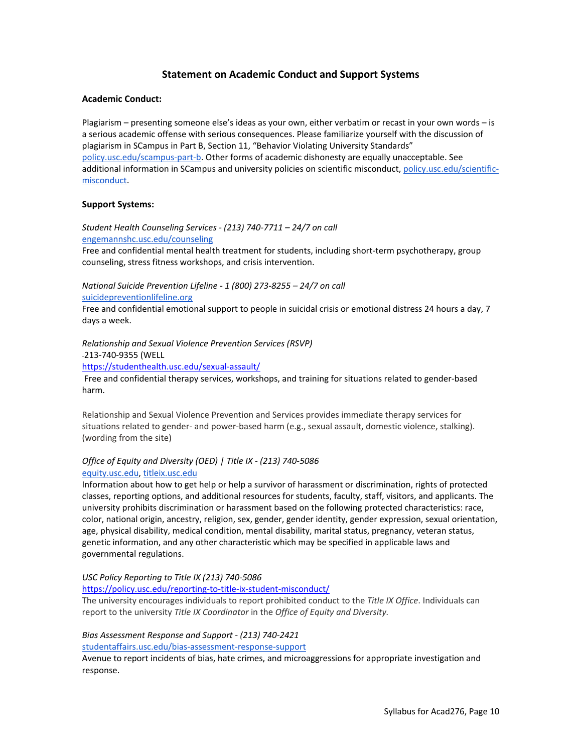## Statement on Academic Conduct and Support Systems

**Academic Conduct:**

Plagiarism – presenting someone else's ideas as your own, either verbatim or recast in your own words – is a serious academic offense with serious consequences. Please familiarize yourself with the discussion of plagiarism in SCampus in Part B, Section 11, "Behavior Violating University Standards" policy.usc.edu/scampus-part-b. Other forms of academic dishonesty are equally unacceptable. See additional information in SCampus and university policies on scientific misconduct, policy.usc.edu/scientific-misconduct.

**Support Systems:**

*Student Health Counseling Services - (213) 740-7711 – 24/7 on call*
engemannshc.usc.edu/counseling
Free and confidential mental health treatment for students, including short-term psychotherapy, group counseling, stress fitness workshops, and crisis intervention.

*National Suicide Prevention Lifeline - 1 (800) 273-8255 – 24/7 on call*
suicidepreventionlifeline.org
Free and confidential emotional support to people in suicidal crisis or emotional distress 24 hours a day, 7 days a week.

*Relationship and Sexual Violence Prevention Services (RSVP)*
213-740-9355 (WELL
https://studenthealth.usc.edu/sexual-assault/
Free and confidential therapy services, workshops, and training for situations related to gender-based harm.

Relationship and Sexual Violence Prevention and Services provides immediate therapy services for situations related to gender- and power-based harm (e.g., sexual assault, domestic violence, stalking). (wording from the site)

*Office of Equity and Diversity (OED) | Title IX - (213) 740-5086*
equity.usc.edu, titleix.usc.edu
Information about how to get help or help a survivor of harassment or discrimination, rights of protected classes, reporting options, and additional resources for students, faculty, staff, visitors, and applicants. The university prohibits discrimination or harassment based on the following protected characteristics: race, color, national origin, ancestry, religion, sex, gender, gender identity, gender expression, sexual orientation, age, physical disability, medical condition, mental disability, marital status, pregnancy, veteran status, genetic information, and any other characteristic which may be specified in applicable laws and governmental regulations.

*USC Policy Reporting to Title IX (213) 740-5086*
https://policy.usc.edu/reporting-to-title-ix-student-misconduct/
The university encourages individuals to report prohibited conduct to the *Title IX Office*. Individuals can report to the university *Title IX Coordinator* in the *Office of Equity and Diversity.*

*Bias Assessment Response and Support - (213) 740-2421*
studentaffairs.usc.edu/bias-assessment-response-support
Avenue to report incidents of bias, hate crimes, and microaggressions for appropriate investigation and response.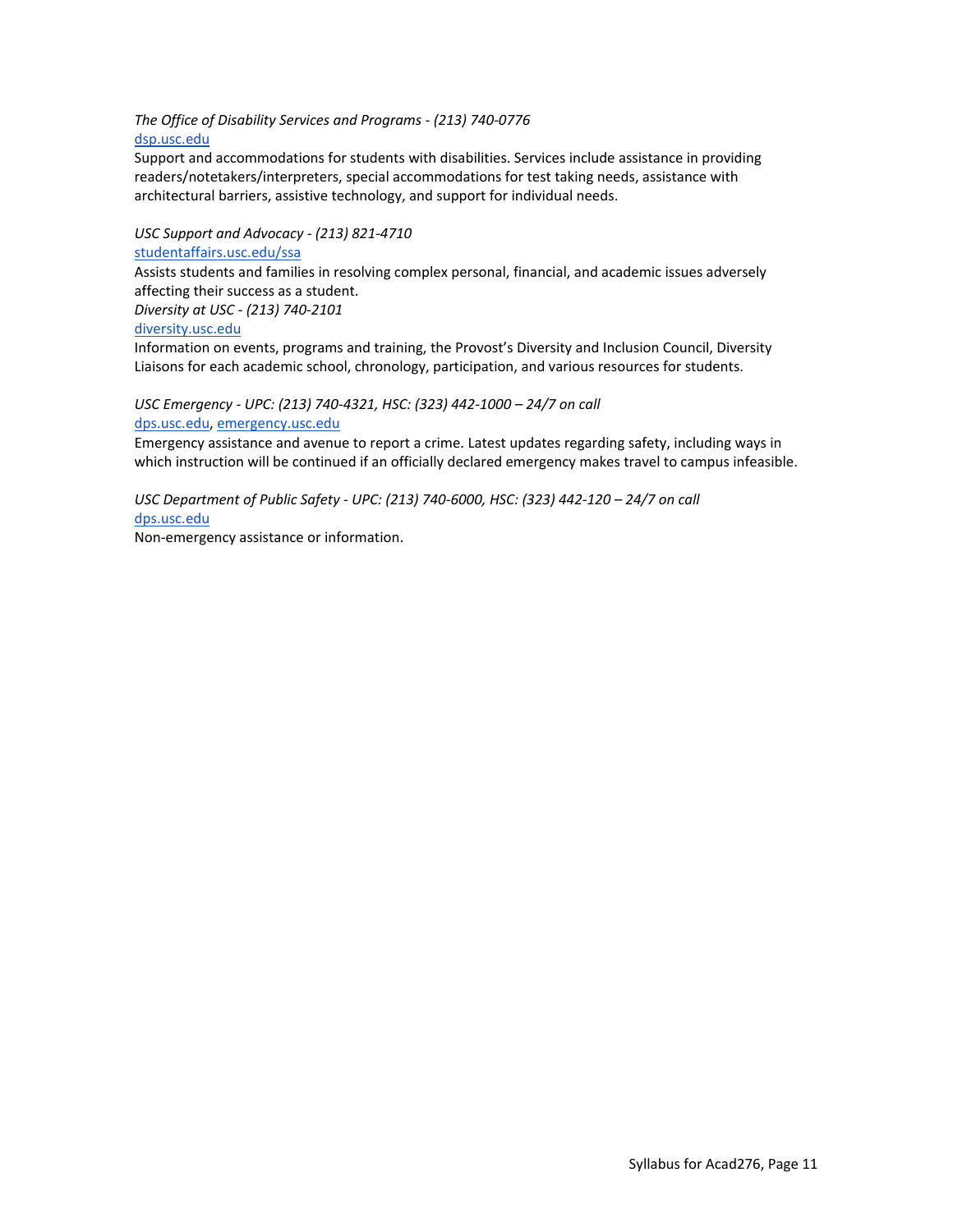*The Office of Disability Services and Programs - (213) 740-0776*
[dsp.usc.edu](http://dsp.usc.edu)
Support and accommodations for students with disabilities. Services include assistance in providing readers/notetakers/interpreters, special accommodations for test taking needs, assistance with architectural barriers, assistive technology, and support for individual needs.

*USC Support and Advocacy - (213) 821-4710*
[studentaffairs.usc.edu/ssa](http://studentaffairs.usc.edu/ssa)
Assists students and families in resolving complex personal, financial, and academic issues adversely affecting their success as a student.
*Diversity at USC - (213) 740-2101*
[diversity.usc.edu](http://diversity.usc.edu)
Information on events, programs and training, the Provost's Diversity and Inclusion Council, Diversity Liaisons for each academic school, chronology, participation, and various resources for students.

*USC Emergency - UPC: (213) 740-4321, HSC: (323) 442-1000 – 24/7 on call*
[dps.usc.edu](http://dps.usc.edu), [emergency.usc.edu](http://emergency.usc.edu)
Emergency assistance and avenue to report a crime. Latest updates regarding safety, including ways in which instruction will be continued if an officially declared emergency makes travel to campus infeasible.

*USC Department of Public Safety - UPC: (213) 740-6000, HSC: (323) 442-120 – 24/7 on call*
[dps.usc.edu](http://dps.usc.edu)
Non-emergency assistance or information.